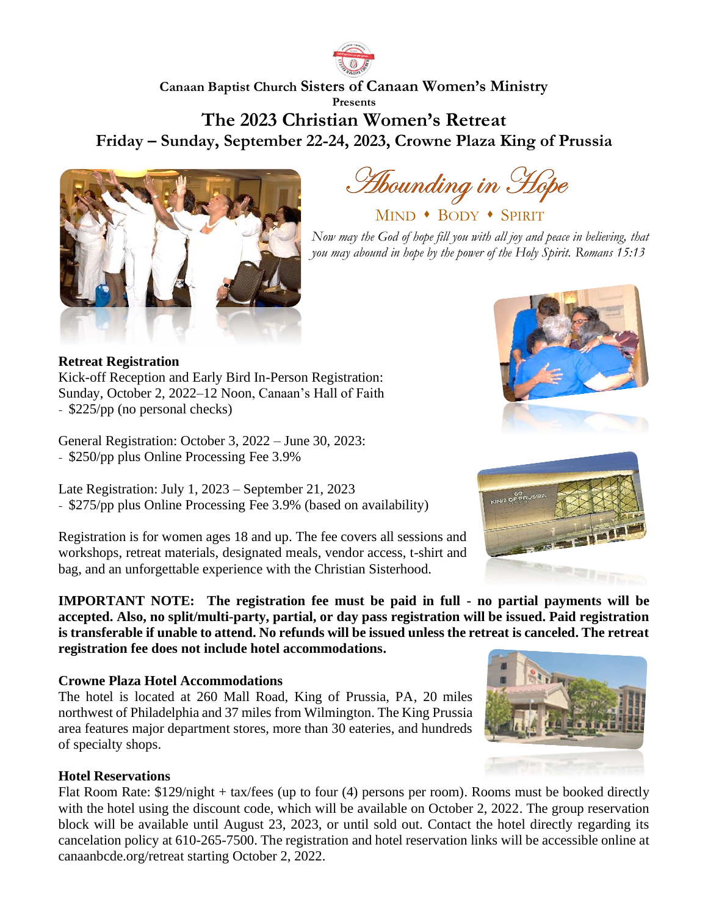**Canaan Baptist Church Sisters of Canaan Women's Ministry**

**Presents**

# The 2023 Christian Women's Retreat

## Friday – Sunday, September 22-24, 2023, Crowne Plaza King of Prussia

*Abounding in Hope*

MIND ♦ BODY ♦ SPIRIT

*Now may the God of hope fill you with all joy and peace in believing, that you may abound in hope by the power of the Holy Spirit. Romans 15:13*

**Retreat Registration**

Kick-off Reception and Early Bird In-Person Registration:
Sunday, October 2, 2022–12 Noon, Canaan's Hall of Faith

- $225/pp (no personal checks)

General Registration: October 3, 2022 – June 30, 2023:

- $250/pp plus Online Processing Fee 3.9%

Late Registration: July 1, 2023 – September 21, 2023

- $275/pp plus Online Processing Fee 3.9% (based on availability)

Registration is for women ages 18 and up. The fee covers all sessions and workshops, retreat materials, designated meals, vendor access, t-shirt and bag, and an unforgettable experience with the Christian Sisterhood.

**IMPORTANT NOTE: The registration fee must be paid in full - no partial payments will be accepted. Also, no split/multi-party, partial, or day pass registration will be issued. Paid registration is transferable if unable to attend. No refunds will be issued unless the retreat is canceled. The retreat registration fee does not include hotel accommodations.**

**Crowne Plaza Hotel Accommodations**

The hotel is located at 260 Mall Road, King of Prussia, PA, 20 miles northwest of Philadelphia and 37 miles from Wilmington. The King Prussia area features major department stores, more than 30 eateries, and hundreds of specialty shops.

**Hotel Reservations**

Flat Room Rate: $129/night + tax/fees (up to four (4) persons per room). Rooms must be booked directly with the hotel using the discount code, which will be available on October 2, 2022. The group reservation block will be available until August 23, 2023, or until sold out. Contact the hotel directly regarding its cancelation policy at 610-265-7500. The registration and hotel reservation links will be accessible online at canaanbcde.org/retreat starting October 2, 2022.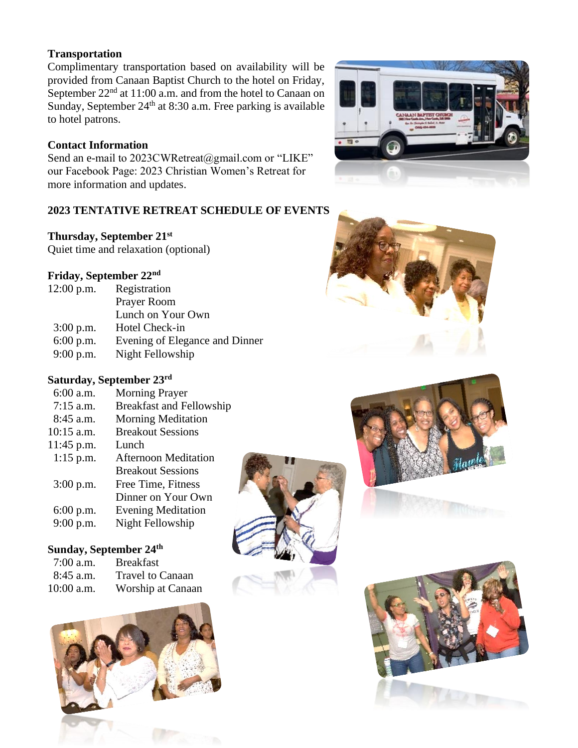**Transportation**

Complimentary transportation based on availability will be provided from Canaan Baptist Church to the hotel on Friday, September 22nd at 11:00 a.m. and from the hotel to Canaan on Sunday, September 24th at 8:30 a.m. Free parking is available to hotel patrons.

**Contact Information**

Send an e-mail to 2023CWRetreat@gmail.com or "LIKE" our Facebook Page: 2023 Christian Women's Retreat for more information and updates.

**2023 TENTATIVE RETREAT SCHEDULE OF EVENTS**

**Thursday, September 21st**

Quiet time and relaxation (optional)

**Friday, September 22nd**

| | |
|---|---|
| 12:00 p.m. | Registration |
| | Prayer Room |
| | Lunch on Your Own |
| 3:00 p.m. | Hotel Check-in |
| 6:00 p.m. | Evening of Elegance and Dinner |
| 9:00 p.m. | Night Fellowship |

**Saturday, September 23rd**

| | |
|---|---|
| 6:00 a.m. | Morning Prayer |
| 7:15 a.m. | Breakfast and Fellowship |
| 8:45 a.m. | Morning Meditation |
| 10:15 a.m. | Breakout Sessions |
| 11:45 p.m. | Lunch |
| 1:15 p.m. | Afternoon Meditation |
| | Breakout Sessions |
| 3:00 p.m. | Free Time, Fitness |
| | Dinner on Your Own |
| 6:00 p.m. | Evening Meditation |
| 9:00 p.m. | Night Fellowship |

**Sunday, September 24th**

| | |
|---|---|
| 7:00 a.m. | Breakfast |
| 8:45 a.m. | Travel to Canaan |
| 10:00 a.m. | Worship at Canaan |